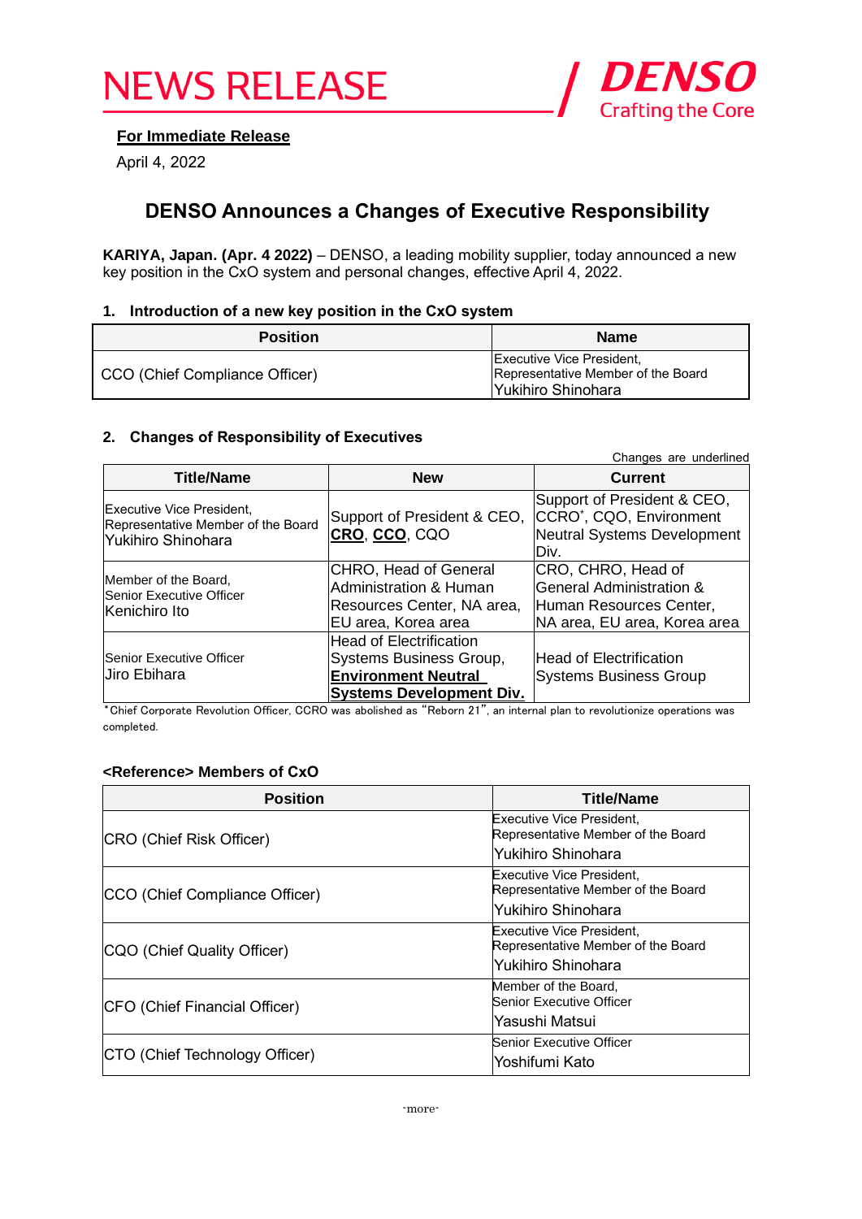# NEWS RELEASE

DENSO
Crafting the Core

**For Immediate Release**

April 4, 2022

## DENSO Announces a Changes of Executive Responsibility

**KARIYA, Japan. (Apr. 4 2022)** – DENSO, a leading mobility supplier, today announced a new key position in the CxO system and personal changes, effective April 4, 2022.

### 1. Introduction of a new key position in the CxO system

| Position | Name |
|---|---|
| CCO (Chief Compliance Officer) | Executive Vice President, Representative Member of the Board Yukihiro Shinohara |

### 2. Changes of Responsibility of Executives

Changes are underlined

| Title/Name | New | Current |
|---|---|---|
| Executive Vice President, Representative Member of the Board Yukihiro Shinohara | Support of President & CEO, **<u>CRO</u>**, **<u>CCO</u>**, CQO | Support of President & CEO, CCRO*, CQO, Environment Neutral Systems Development Div. |
| Member of the Board, Senior Executive Officer Kenichiro Ito | CHRO, Head of General Administration & Human Resources Center, NA area, EU area, Korea area | CRO, CHRO, Head of General Administration & Human Resources Center, NA area, EU area, Korea area |
| Senior Executive Officer Jiro Ebihara | Head of Electrification Systems Business Group, **<u>Environment Neutral Systems Development Div.</u>** | Head of Electrification Systems Business Group |

*Chief Corporate Revolution Officer, CCRO was abolished as "Reborn 21", an internal plan to revolutionize operations was completed.

### <Reference> Members of CxO

| Position | Title/Name |
|---|---|
| CRO (Chief Risk Officer) | Executive Vice President, Representative Member of the Board Yukihiro Shinohara |
| CCO (Chief Compliance Officer) | Executive Vice President, Representative Member of the Board Yukihiro Shinohara |
| CQO (Chief Quality Officer) | Executive Vice President, Representative Member of the Board Yukihiro Shinohara |
| CFO (Chief Financial Officer) | Member of the Board, Senior Executive Officer Yasushi Matsui |
| CTO (Chief Technology Officer) | Senior Executive Officer Yoshifumi Kato |

-more-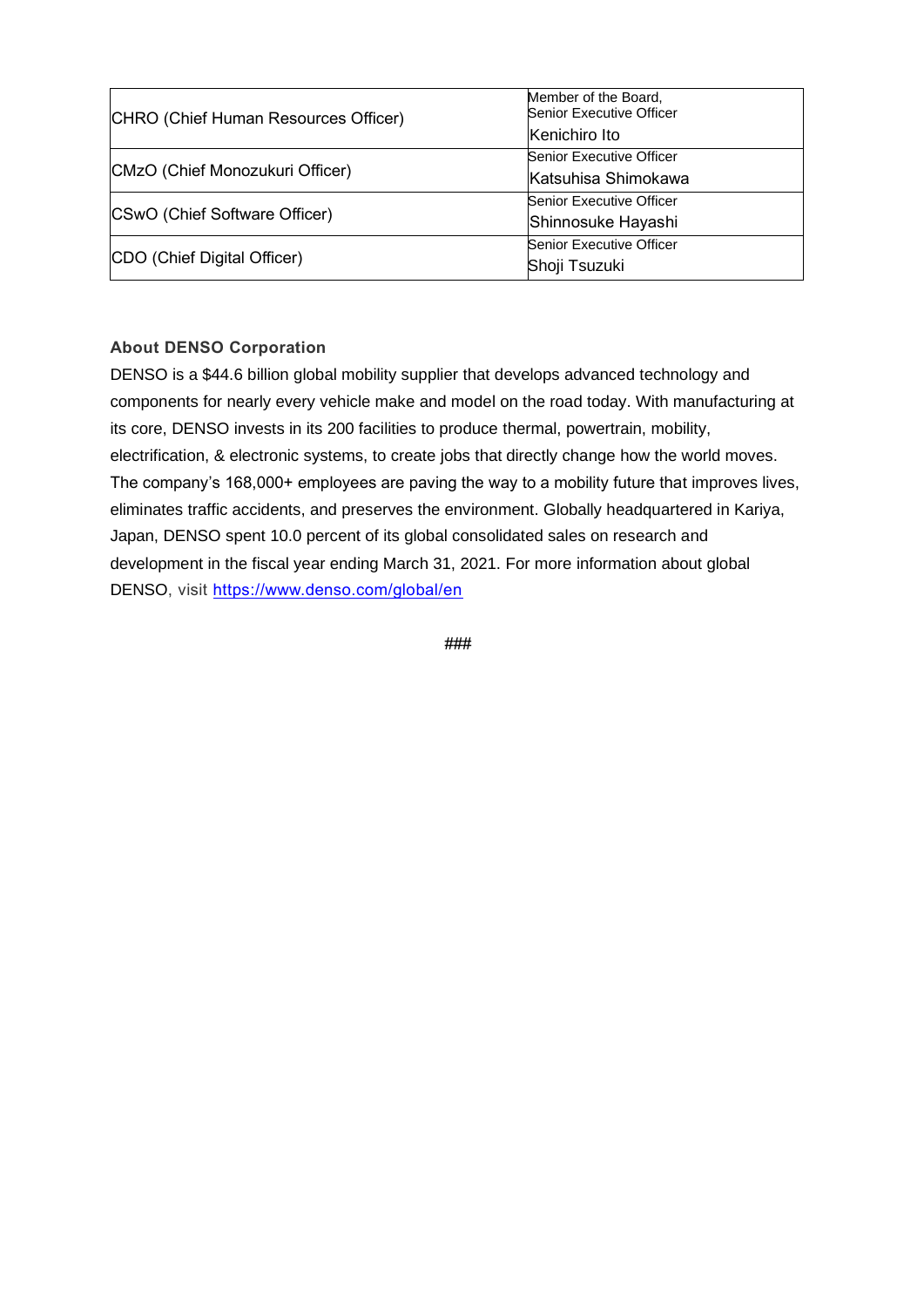| | |
|---|---|
| CHRO (Chief Human Resources Officer) | Member of the Board, Senior Executive Officer Kenichiro Ito |
| CMzO (Chief Monozukuri Officer) | Senior Executive Officer Katsuhisa Shimokawa |
| CSwO (Chief Software Officer) | Senior Executive Officer Shinnosuke Hayashi |
| CDO (Chief Digital Officer) | Senior Executive Officer Shoji Tsuzuki |

**About DENSO Corporation**

DENSO is a $44.6 billion global mobility supplier that develops advanced technology and components for nearly every vehicle make and model on the road today. With manufacturing at its core, DENSO invests in its 200 facilities to produce thermal, powertrain, mobility, electrification, & electronic systems, to create jobs that directly change how the world moves. The company's 168,000+ employees are paving the way to a mobility future that improves lives, eliminates traffic accidents, and preserves the environment. Globally headquartered in Kariya, Japan, DENSO spent 10.0 percent of its global consolidated sales on research and development in the fiscal year ending March 31, 2021. For more information about global DENSO, visit https://www.denso.com/global/en

###